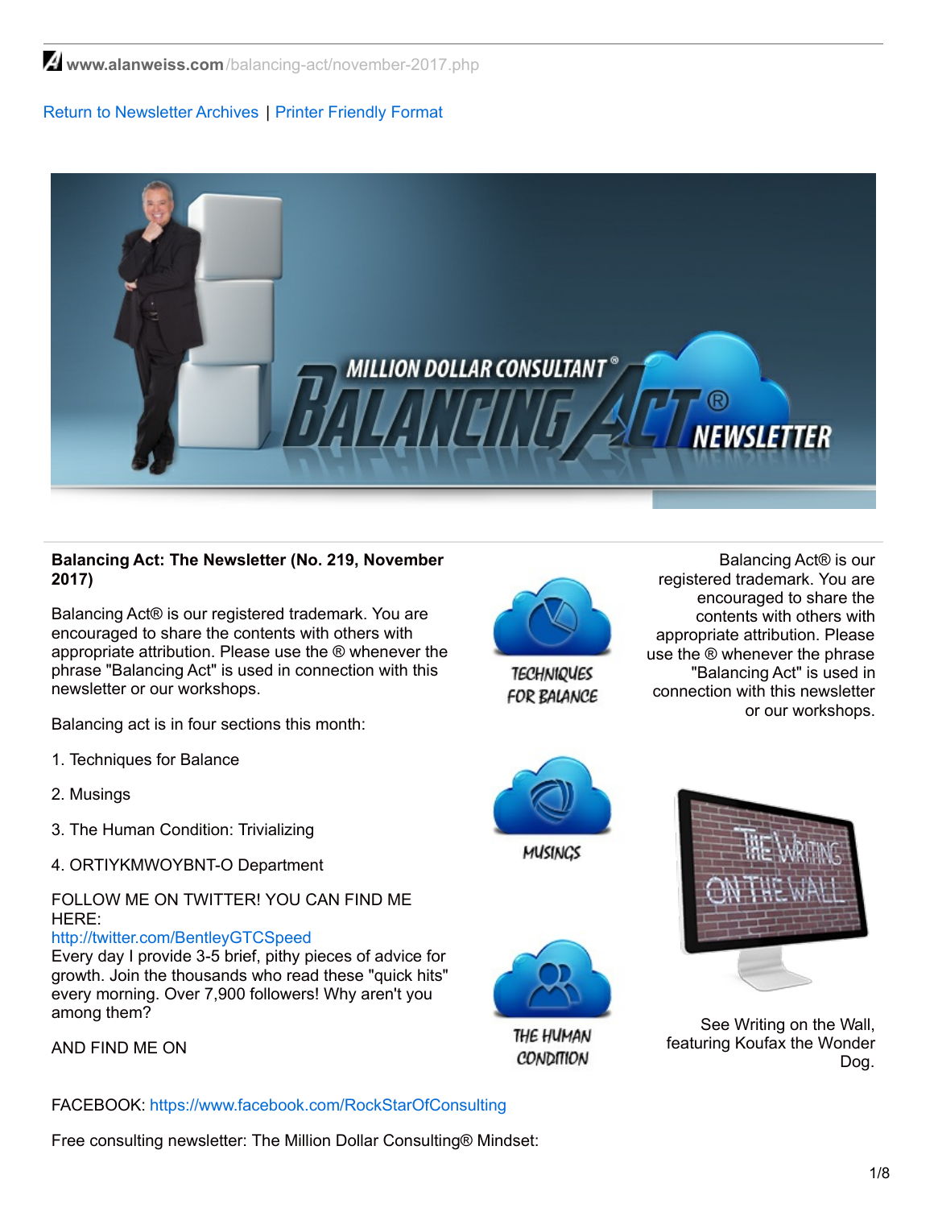www.alanweiss.com/balancing-act/november-2017.php

Return to Newsletter Archives | Printer Friendly Format

**Balancing Act: The Newsletter (No. 219, November 2017)**

Balancing Act® is our registered trademark. You are encouraged to share the contents with others with appropriate attribution. Please use the ® whenever the phrase "Balancing Act" is used in connection with this newsletter or our workshops.

Balancing act is in four sections this month:

1. Techniques for Balance

2. Musings

3. The Human Condition: Trivializing

4. ORTIYKMWOYBNT-O Department

FOLLOW ME ON TWITTER! YOU CAN FIND ME HERE:
http://twitter.com/BentleyGTCSpeed
Every day I provide 3-5 brief, pithy pieces of advice for growth. Join the thousands who read these "quick hits" every morning. Over 7,900 followers! Why aren't you among them?

AND FIND ME ON

FACEBOOK: https://www.facebook.com/RockStarOfConsulting

Free consulting newsletter: The Million Dollar Consulting® Mindset:

TECHNIQUES FOR BALANCE

MUSINGS

THE HUMAN CONDITION

Balancing Act® is our registered trademark. You are encouraged to share the contents with others with appropriate attribution. Please use the ® whenever the phrase "Balancing Act" is used in connection with this newsletter or our workshops.

See Writing on the Wall, featuring Koufax the Wonder Dog.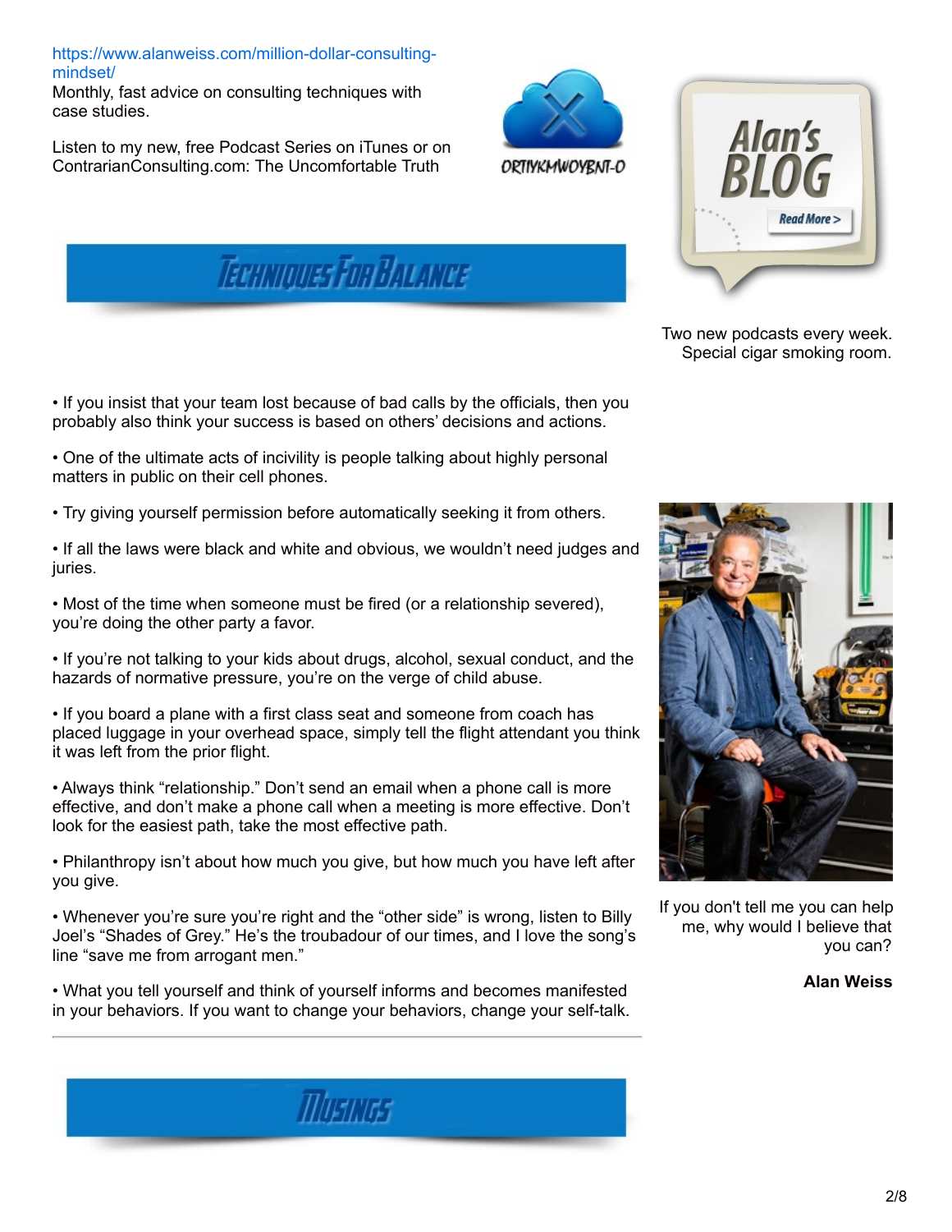https://www.alanweiss.com/million-dollar-consulting-mindset/
Monthly, fast advice on consulting techniques with case studies.

Listen to my new, free Podcast Series on iTunes or on ContrarianConsulting.com: The Uncomfortable Truth

Two new podcasts every week. Special cigar smoking room.

## Techniques For Balance

- If you insist that your team lost because of bad calls by the officials, then you probably also think your success is based on others' decisions and actions.
- One of the ultimate acts of incivility is people talking about highly personal matters in public on their cell phones.
- Try giving yourself permission before automatically seeking it from others.
- If all the laws were black and white and obvious, we wouldn't need judges and juries.
- Most of the time when someone must be fired (or a relationship severed), you're doing the other party a favor.
- If you're not talking to your kids about drugs, alcohol, sexual conduct, and the hazards of normative pressure, you're on the verge of child abuse.
- If you board a plane with a first class seat and someone from coach has placed luggage in your overhead space, simply tell the flight attendant you think it was left from the prior flight.
- Always think "relationship." Don't send an email when a phone call is more effective, and don't make a phone call when a meeting is more effective. Don't look for the easiest path, take the most effective path.
- Philanthropy isn't about how much you give, but how much you have left after you give.
- Whenever you're sure you're right and the "other side" is wrong, listen to Billy Joel's "Shades of Grey." He's the troubadour of our times, and I love the song's line "save me from arrogant men."
- What you tell yourself and think of yourself informs and becomes manifested in your behaviors. If you want to change your behaviors, change your self-talk.

If you don't tell me you can help me, why would I believe that you can?

**Alan Weiss**

---

## Musings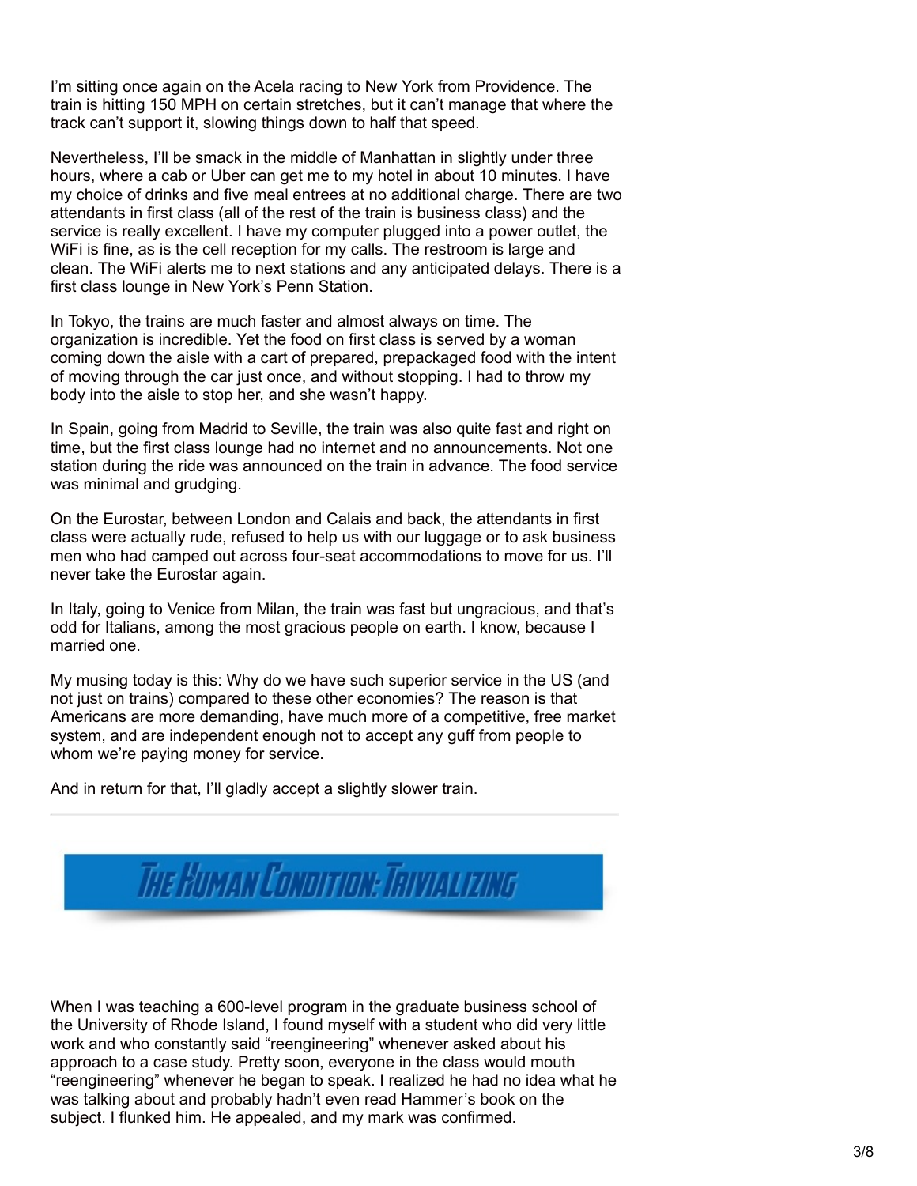I'm sitting once again on the Acela racing to New York from Providence. The train is hitting 150 MPH on certain stretches, but it can't manage that where the track can't support it, slowing things down to half that speed.

Nevertheless, I'll be smack in the middle of Manhattan in slightly under three hours, where a cab or Uber can get me to my hotel in about 10 minutes. I have my choice of drinks and five meal entrees at no additional charge. There are two attendants in first class (all of the rest of the train is business class) and the service is really excellent. I have my computer plugged into a power outlet, the WiFi is fine, as is the cell reception for my calls. The restroom is large and clean. The WiFi alerts me to next stations and any anticipated delays. There is a first class lounge in New York's Penn Station.

In Tokyo, the trains are much faster and almost always on time. The organization is incredible. Yet the food on first class is served by a woman coming down the aisle with a cart of prepared, prepackaged food with the intent of moving through the car just once, and without stopping. I had to throw my body into the aisle to stop her, and she wasn't happy.

In Spain, going from Madrid to Seville, the train was also quite fast and right on time, but the first class lounge had no internet and no announcements. Not one station during the ride was announced on the train in advance. The food service was minimal and grudging.

On the Eurostar, between London and Calais and back, the attendants in first class were actually rude, refused to help us with our luggage or to ask business men who had camped out across four-seat accommodations to move for us. I'll never take the Eurostar again.

In Italy, going to Venice from Milan, the train was fast but ungracious, and that's odd for Italians, among the most gracious people on earth. I know, because I married one.

My musing today is this: Why do we have such superior service in the US (and not just on trains) compared to these other economies? The reason is that Americans are more demanding, have much more of a competitive, free market system, and are independent enough not to accept any guff from people to whom we're paying money for service.

And in return for that, I'll gladly accept a slightly slower train.

---

## The Human Condition: Trivializing

When I was teaching a 600-level program in the graduate business school of the University of Rhode Island, I found myself with a student who did very little work and who constantly said "reengineering" whenever asked about his approach to a case study. Pretty soon, everyone in the class would mouth "reengineering" whenever he began to speak. I realized he had no idea what he was talking about and probably hadn't even read Hammer's book on the subject. I flunked him. He appealed, and my mark was confirmed.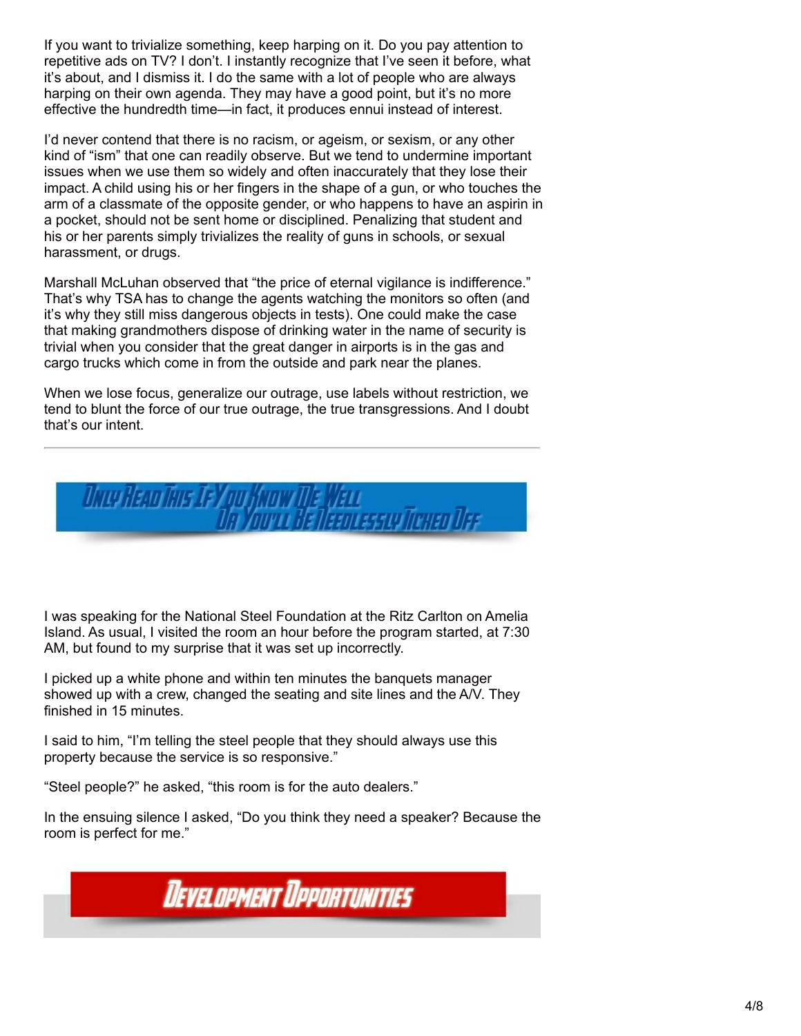If you want to trivialize something, keep harping on it. Do you pay attention to repetitive ads on TV? I don't. I instantly recognize that I've seen it before, what it's about, and I dismiss it. I do the same with a lot of people who are always harping on their own agenda. They may have a good point, but it's no more effective the hundredth time—in fact, it produces ennui instead of interest.

I'd never contend that there is no racism, or ageism, or sexism, or any other kind of "ism" that one can readily observe. But we tend to undermine important issues when we use them so widely and often inaccurately that they lose their impact. A child using his or her fingers in the shape of a gun, or who touches the arm of a classmate of the opposite gender, or who happens to have an aspirin in a pocket, should not be sent home or disciplined. Penalizing that student and his or her parents simply trivializes the reality of guns in schools, or sexual harassment, or drugs.

Marshall McLuhan observed that "the price of eternal vigilance is indifference." That's why TSA has to change the agents watching the monitors so often (and it's why they still miss dangerous objects in tests). One could make the case that making grandmothers dispose of drinking water in the name of security is trivial when you consider that the great danger in airports is in the gas and cargo trucks which come in from the outside and park near the planes.

When we lose focus, generalize our outrage, use labels without restriction, we tend to blunt the force of our true outrage, the true transgressions. And I doubt that's our intent.

---

## Only Read This If You Know Me Well Or You'll Be Needlessly Ticked Off

I was speaking for the National Steel Foundation at the Ritz Carlton on Amelia Island. As usual, I visited the room an hour before the program started, at 7:30 AM, but found to my surprise that it was set up incorrectly.

I picked up a white phone and within ten minutes the banquets manager showed up with a crew, changed the seating and site lines and the A/V. They finished in 15 minutes.

I said to him, "I'm telling the steel people that they should always use this property because the service is so responsive."

"Steel people?" he asked, "this room is for the auto dealers."

In the ensuing silence I asked, "Do you think they need a speaker? Because the room is perfect for me."

## Development Opportunities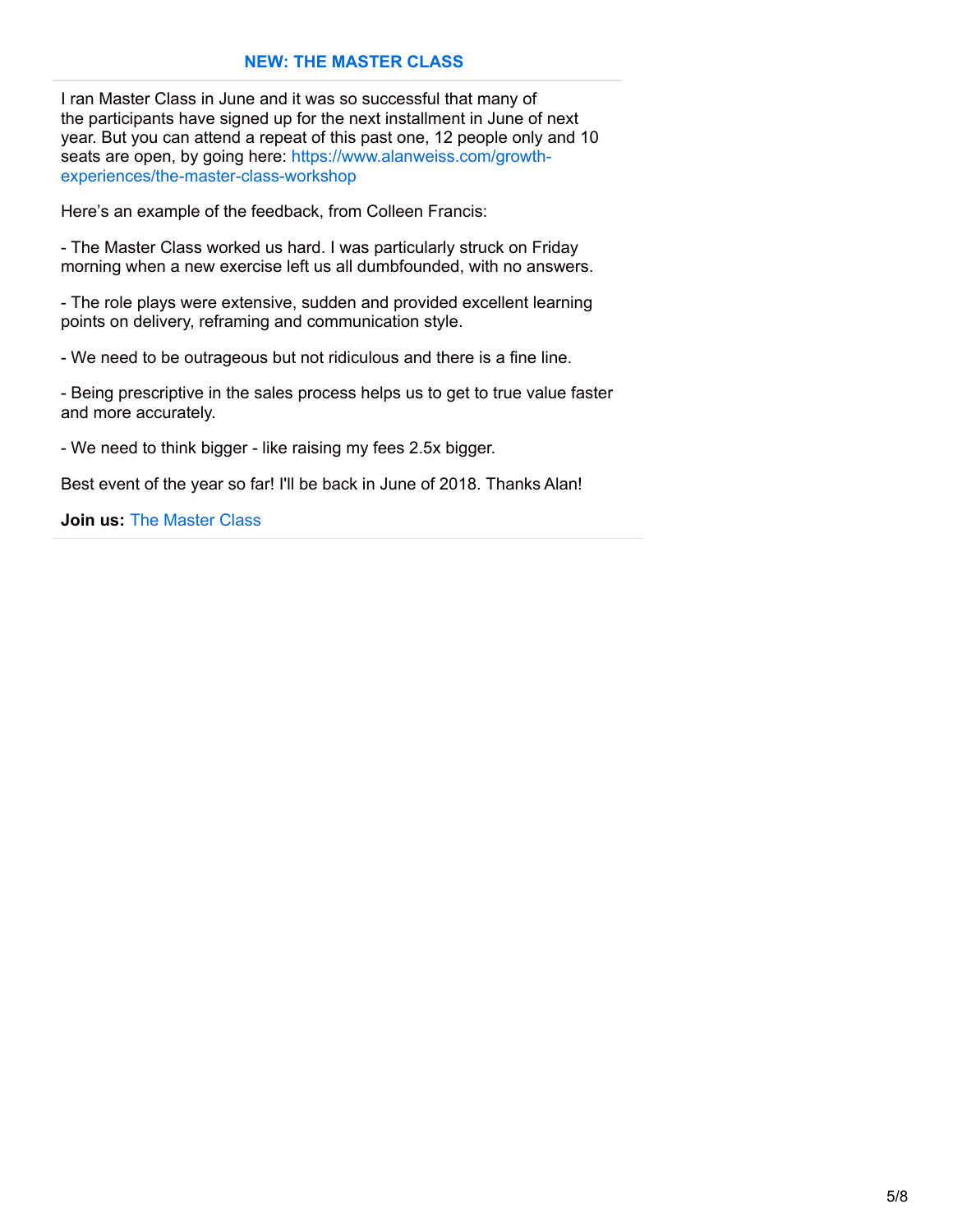## NEW: THE MASTER CLASS

I ran Master Class in June and it was so successful that many of the participants have signed up for the next installment in June of next year. But you can attend a repeat of this past one, 12 people only and 10 seats are open, by going here: https://www.alanweiss.com/growth-experiences/the-master-class-workshop

Here's an example of the feedback, from Colleen Francis:

- The Master Class worked us hard. I was particularly struck on Friday morning when a new exercise left us all dumbfounded, with no answers.

- The role plays were extensive, sudden and provided excellent learning points on delivery, reframing and communication style.

- We need to be outrageous but not ridiculous and there is a fine line.

- Being prescriptive in the sales process helps us to get to true value faster and more accurately.

- We need to think bigger - like raising my fees 2.5x bigger.

Best event of the year so far! I'll be back in June of 2018. Thanks Alan!

**Join us:** The Master Class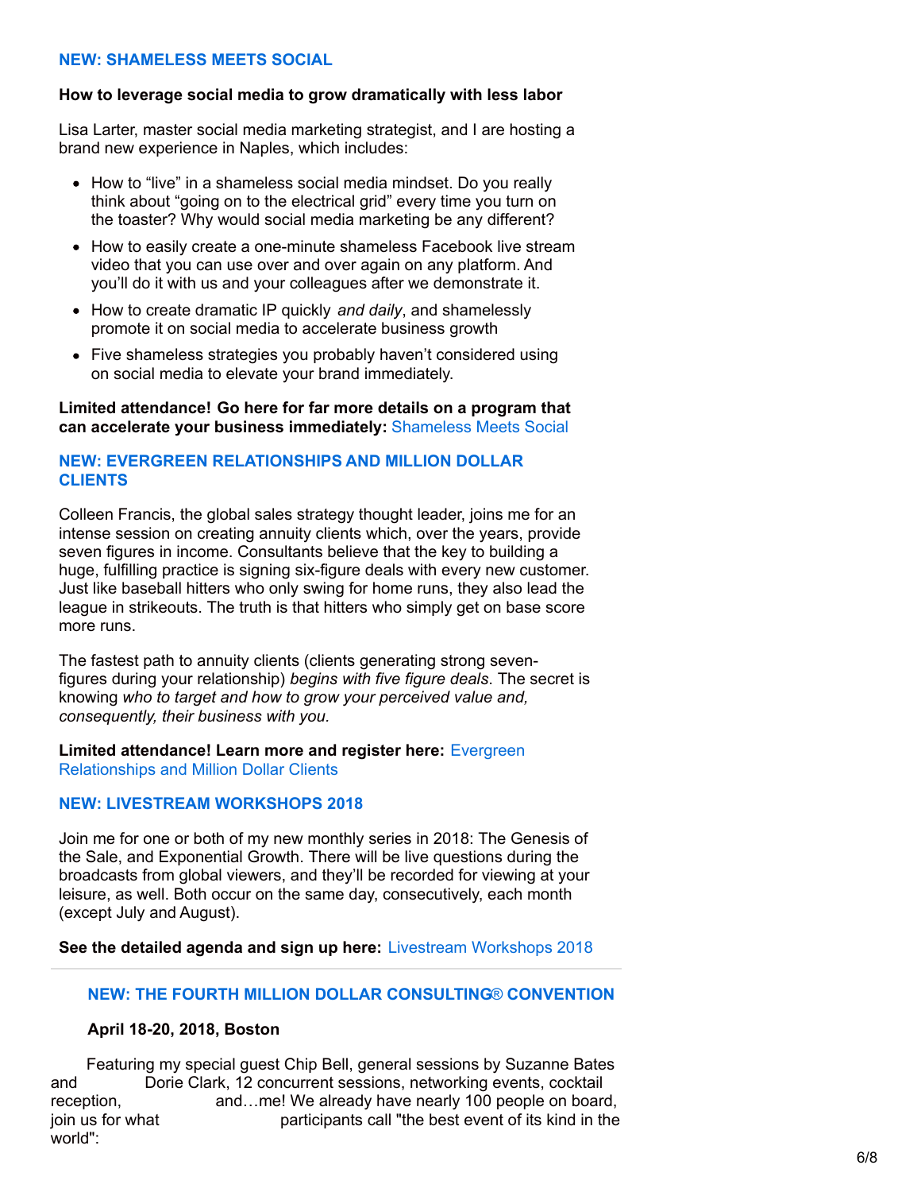## NEW: SHAMELESS MEETS SOCIAL

**How to leverage social media to grow dramatically with less labor**

Lisa Larter, master social media marketing strategist, and I are hosting a brand new experience in Naples, which includes:

- How to “live” in a shameless social media mindset. Do you really think about “going on to the electrical grid” every time you turn on the toaster? Why would social media marketing be any different?
- How to easily create a one-minute shameless Facebook live stream video that you can use over and over again on any platform. And you’ll do it with us and your colleagues after we demonstrate it.
- How to create dramatic IP quickly *and daily*, and shamelessly promote it on social media to accelerate business growth
- Five shameless strategies you probably haven’t considered using on social media to elevate your brand immediately.

**Limited attendance! Go here for far more details on a program that can accelerate your business immediately:** Shameless Meets Social

## NEW: EVERGREEN RELATIONSHIPS AND MILLION DOLLAR CLIENTS

Colleen Francis, the global sales strategy thought leader, joins me for an intense session on creating annuity clients which, over the years, provide seven figures in income. Consultants believe that the key to building a huge, fulfilling practice is signing six-figure deals with every new customer. Just like baseball hitters who only swing for home runs, they also lead the league in strikeouts. The truth is that hitters who simply get on base score more runs.

The fastest path to annuity clients (clients generating strong seven-figures during your relationship) *begins with five figure deals*. The secret is knowing *who to target and how to grow your perceived value and, consequently, their business with you.*

**Limited attendance! Learn more and register here:** Evergreen Relationships and Million Dollar Clients

## NEW: LIVESTREAM WORKSHOPS 2018

Join me for one or both of my new monthly series in 2018: The Genesis of the Sale, and Exponential Growth. There will be live questions during the broadcasts from global viewers, and they’ll be recorded for viewing at your leisure, as well. Both occur on the same day, consecutively, each month (except July and August).

**See the detailed agenda and sign up here:** Livestream Workshops 2018

---

## NEW: THE FOURTH MILLION DOLLAR CONSULTING® CONVENTION

**April 18-20, 2018, Boston**

Featuring my special guest Chip Bell, general sessions by Suzanne Bates and Dorie Clark, 12 concurrent sessions, networking events, cocktail reception, and…me! We already have nearly 100 people on board, join us for what participants call "the best event of its kind in the world":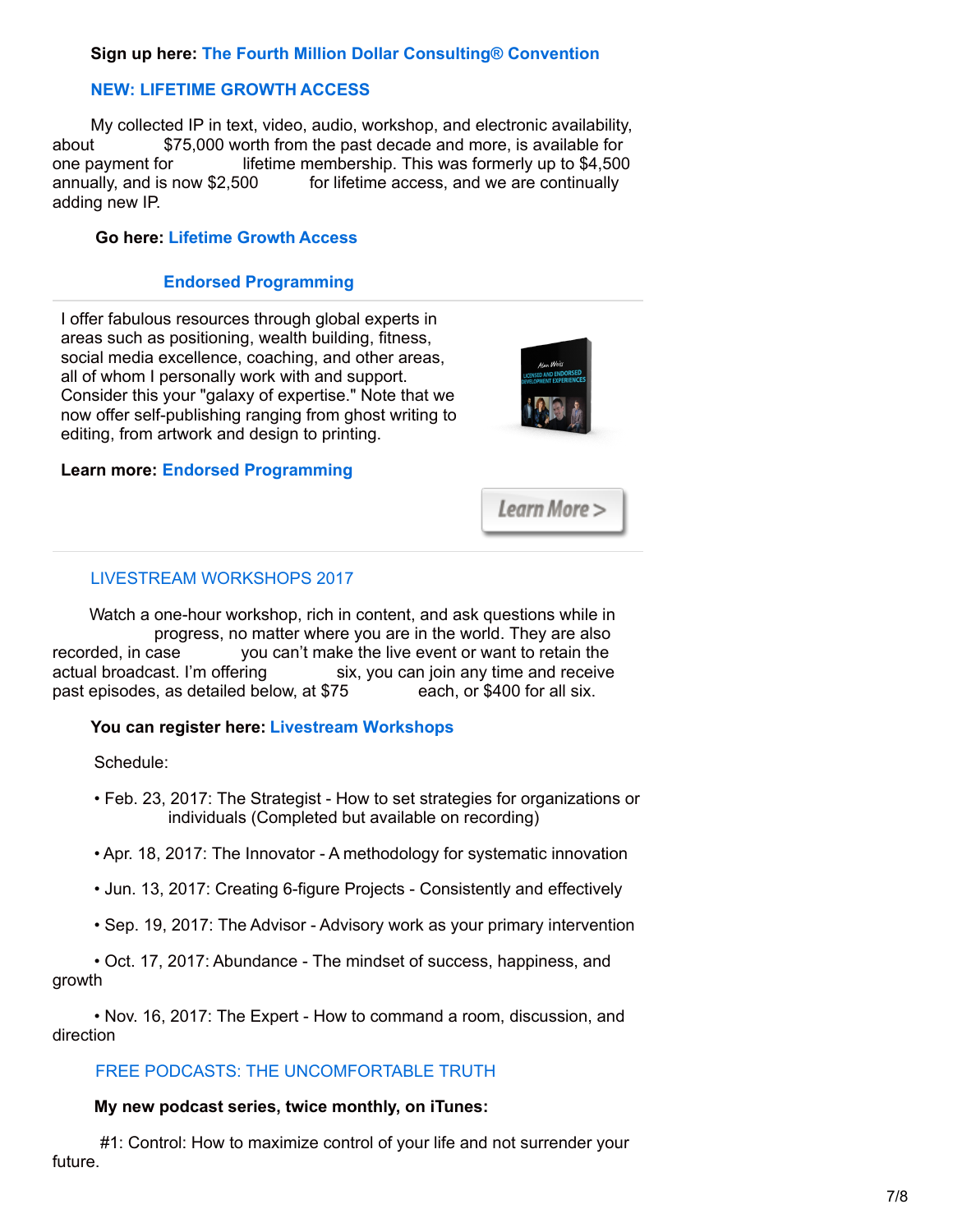**Sign up here:** **The Fourth Million Dollar Consulting® Convention**

**NEW: LIFETIME GROWTH ACCESS**

My collected IP in text, video, audio, workshop, and electronic availability, about $75,000 worth from the past decade and more, is available for one payment for lifetime membership. This was formerly up to $4,500 annually, and is now $2,500 for lifetime access, and we are continually adding new IP.

**Go here:** **Lifetime Growth Access**

**Endorsed Programming**

I offer fabulous resources through global experts in areas such as positioning, wealth building, fitness, social media excellence, coaching, and other areas, all of whom I personally work with and support. Consider this your "galaxy of expertise." Note that we now offer self-publishing ranging from ghost writing to editing, from artwork and design to printing.

**Learn more:** **Endorsed Programming**

Learn More >

LIVESTREAM WORKSHOPS 2017

Watch a one-hour workshop, rich in content, and ask questions while in progress, no matter where you are in the world. They are also recorded, in case you can't make the live event or want to retain the actual broadcast. I'm offering six, you can join any time and receive past episodes, as detailed below, at $75 each, or $400 for all six.

**You can register here:** **Livestream Workshops**

Schedule:

- Feb. 23, 2017: The Strategist - How to set strategies for organizations or individuals (Completed but available on recording)
- Apr. 18, 2017: The Innovator - A methodology for systematic innovation
- Jun. 13, 2017: Creating 6-figure Projects - Consistently and effectively
- Sep. 19, 2017: The Advisor - Advisory work as your primary intervention
- Oct. 17, 2017: Abundance - The mindset of success, happiness, and growth
- Nov. 16, 2017: The Expert - How to command a room, discussion, and direction

FREE PODCASTS: THE UNCOMFORTABLE TRUTH

**My new podcast series, twice monthly, on iTunes:**

#1: Control: How to maximize control of your life and not surrender your future.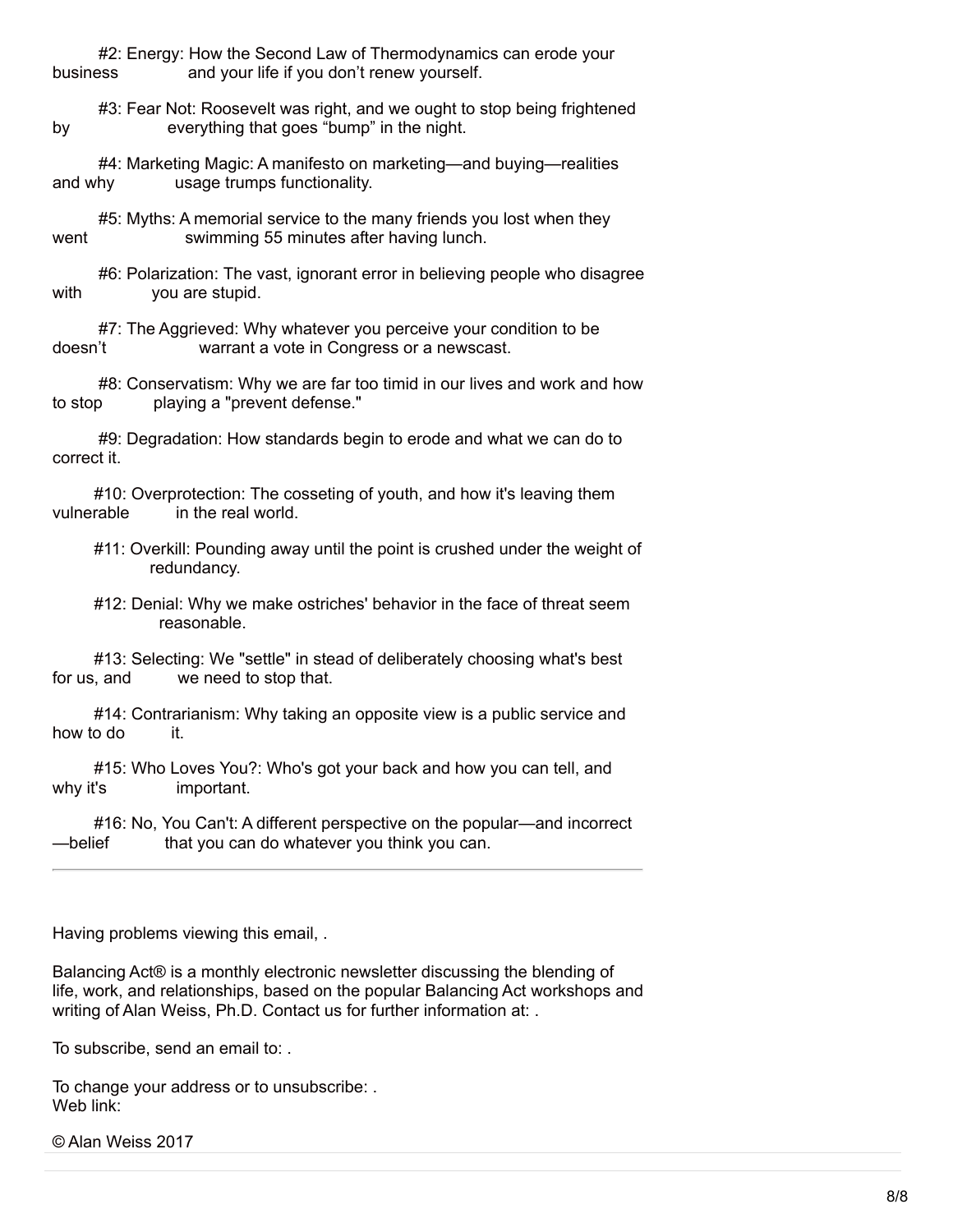#2: Energy: How the Second Law of Thermodynamics can erode your business and your life if you don't renew yourself.

#3: Fear Not: Roosevelt was right, and we ought to stop being frightened by everything that goes "bump" in the night.

#4: Marketing Magic: A manifesto on marketing—and buying—realities and why usage trumps functionality.

#5: Myths: A memorial service to the many friends you lost when they went swimming 55 minutes after having lunch.

#6: Polarization: The vast, ignorant error in believing people who disagree with you are stupid.

#7: The Aggrieved: Why whatever you perceive your condition to be doesn't warrant a vote in Congress or a newscast.

#8: Conservatism: Why we are far too timid in our lives and work and how to stop playing a "prevent defense."

#9: Degradation: How standards begin to erode and what we can do to correct it.

#10: Overprotection: The cosseting of youth, and how it's leaving them vulnerable in the real world.

#11: Overkill: Pounding away until the point is crushed under the weight of redundancy.

#12: Denial: Why we make ostriches' behavior in the face of threat seem reasonable.

#13: Selecting: We "settle" in stead of deliberately choosing what's best for us, and we need to stop that.

#14: Contrarianism: Why taking an opposite view is a public service and how to do it.

#15: Who Loves You?: Who's got your back and how you can tell, and why it's important.

#16: No, You Can't: A different perspective on the popular—and incorrect—belief that you can do whatever you think you can.

---

Having problems viewing this email, .

Balancing Act® is a monthly electronic newsletter discussing the blending of life, work, and relationships, based on the popular Balancing Act workshops and writing of Alan Weiss, Ph.D. Contact us for further information at: .

To subscribe, send an email to: .

To change your address or to unsubscribe: .
Web link:

© Alan Weiss 2017